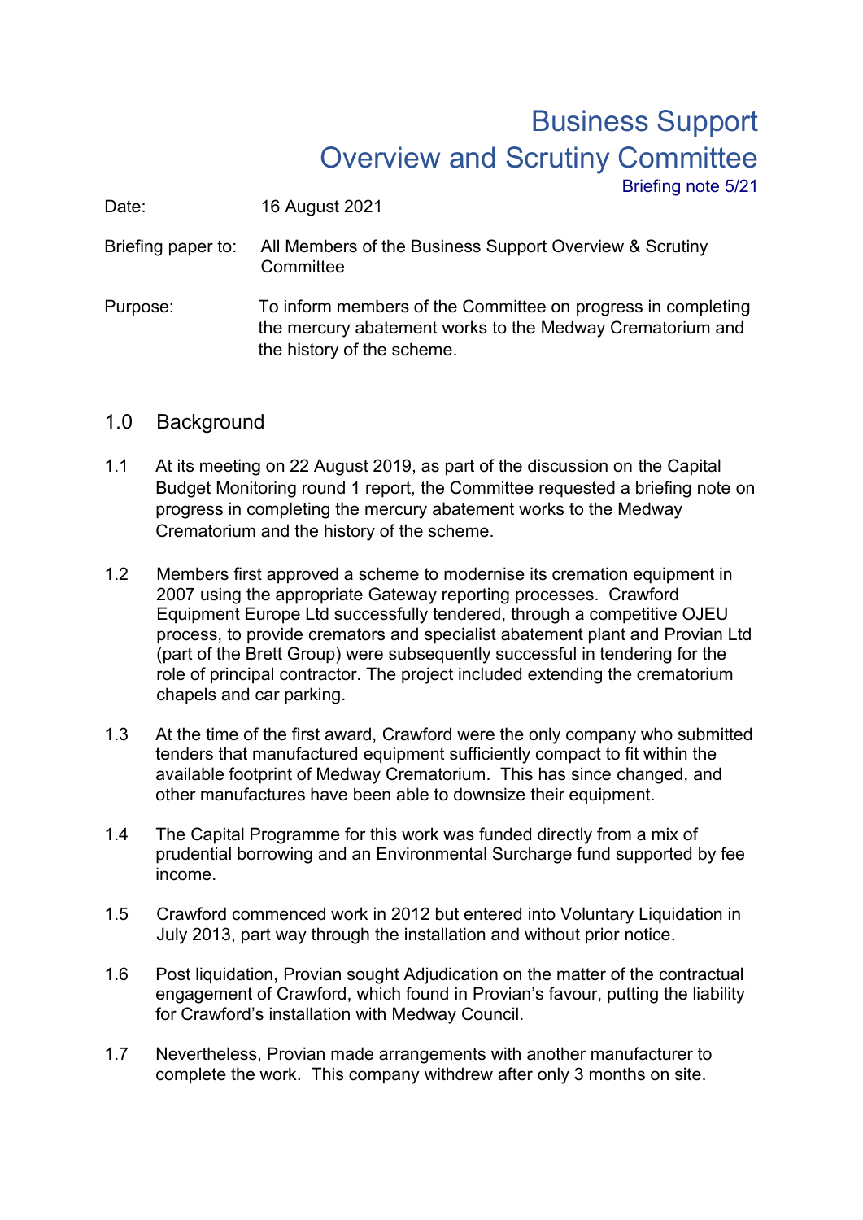# Business Support Overview and Scrutiny Committee

Briefing note 5/21

Date: 16 August 2021

Briefing paper to: All Members of the Business Support Overview & Scrutiny Committee

Purpose: To inform members of the Committee on progress in completing the mercury abatement works to the Medway Crematorium and the history of the scheme.

## 1.0 Background

1.1 At its meeting on 22 August 2019, as part of the discussion on the Capital Budget Monitoring round 1 report, the Committee requested a briefing note on progress in completing the mercury abatement works to the Medway Crematorium and the history of the scheme.

1.2 Members first approved a scheme to modernise its cremation equipment in 2007 using the appropriate Gateway reporting processes. Crawford Equipment Europe Ltd successfully tendered, through a competitive OJEU process, to provide cremators and specialist abatement plant and Provian Ltd (part of the Brett Group) were subsequently successful in tendering for the role of principal contractor. The project included extending the crematorium chapels and car parking.

1.3 At the time of the first award, Crawford were the only company who submitted tenders that manufactured equipment sufficiently compact to fit within the available footprint of Medway Crematorium. This has since changed, and other manufactures have been able to downsize their equipment.

1.4 The Capital Programme for this work was funded directly from a mix of prudential borrowing and an Environmental Surcharge fund supported by fee income.

1.5 Crawford commenced work in 2012 but entered into Voluntary Liquidation in July 2013, part way through the installation and without prior notice.

1.6 Post liquidation, Provian sought Adjudication on the matter of the contractual engagement of Crawford, which found in Provian's favour, putting the liability for Crawford's installation with Medway Council.

1.7 Nevertheless, Provian made arrangements with another manufacturer to complete the work. This company withdrew after only 3 months on site.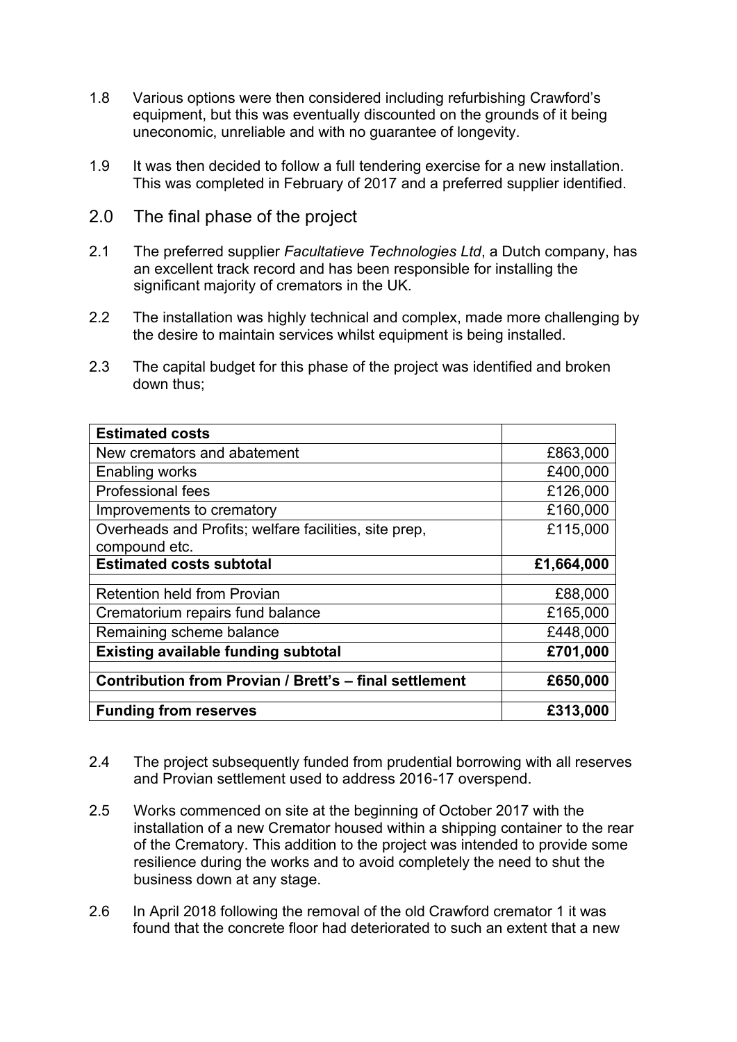1.8 Various options were then considered including refurbishing Crawford's equipment, but this was eventually discounted on the grounds of it being uneconomic, unreliable and with no guarantee of longevity.

1.9 It was then decided to follow a full tendering exercise for a new installation. This was completed in February of 2017 and a preferred supplier identified.

## 2.0 The final phase of the project

2.1 The preferred supplier *Facultatieve Technologies Ltd*, a Dutch company, has an excellent track record and has been responsible for installing the significant majority of cremators in the UK.

2.2 The installation was highly technical and complex, made more challenging by the desire to maintain services whilst equipment is being installed.

2.3 The capital budget for this phase of the project was identified and broken down thus;

| **Estimated costs** | |
|---|---|
| New cremators and abatement | £863,000 |
| Enabling works | £400,000 |
| Professional fees | £126,000 |
| Improvements to crematory | £160,000 |
| Overheads and Profits; welfare facilities, site prep, compound etc. | £115,000 |
| **Estimated costs subtotal** | **£1,664,000** |
| | |
| Retention held from Provian | £88,000 |
| Crematorium repairs fund balance | £165,000 |
| Remaining scheme balance | £448,000 |
| **Existing available funding subtotal** | **£701,000** |
| | |
| **Contribution from Provian / Brett's – final settlement** | **£650,000** |
| | |
| **Funding from reserves** | **£313,000** |

2.4 The project subsequently funded from prudential borrowing with all reserves and Provian settlement used to address 2016-17 overspend.

2.5 Works commenced on site at the beginning of October 2017 with the installation of a new Cremator housed within a shipping container to the rear of the Crematory. This addition to the project was intended to provide some resilience during the works and to avoid completely the need to shut the business down at any stage.

2.6 In April 2018 following the removal of the old Crawford cremator 1 it was found that the concrete floor had deteriorated to such an extent that a new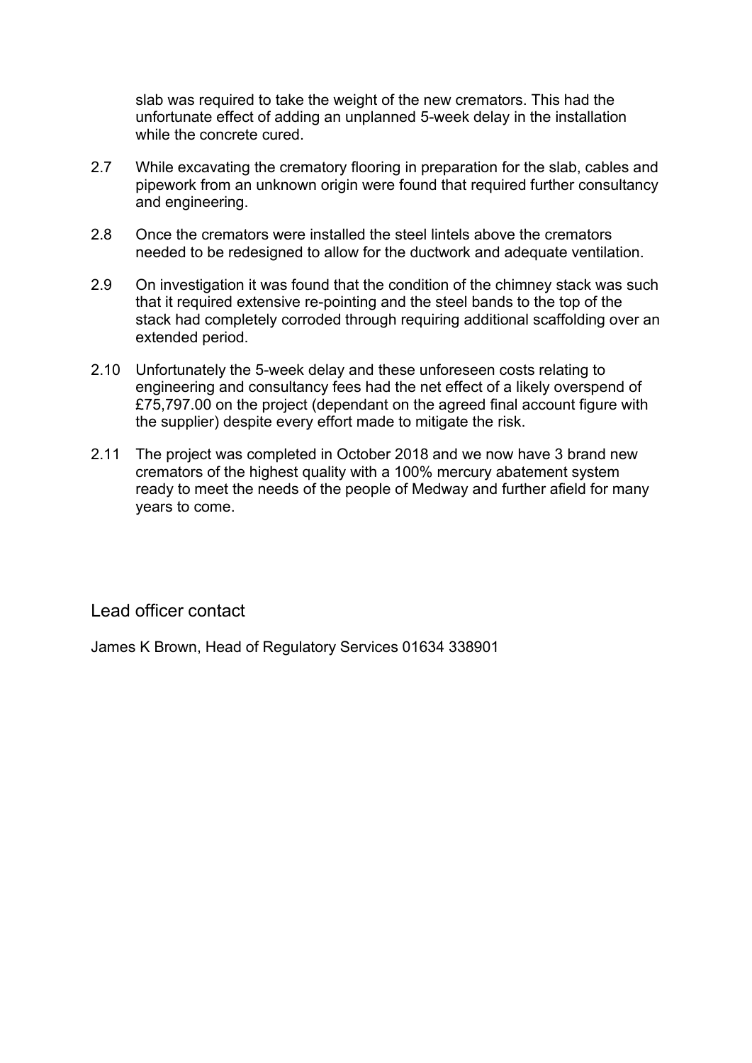slab was required to take the weight of the new cremators. This had the unfortunate effect of adding an unplanned 5-week delay in the installation while the concrete cured.

2.7 While excavating the crematory flooring in preparation for the slab, cables and pipework from an unknown origin were found that required further consultancy and engineering.

2.8 Once the cremators were installed the steel lintels above the cremators needed to be redesigned to allow for the ductwork and adequate ventilation.

2.9 On investigation it was found that the condition of the chimney stack was such that it required extensive re-pointing and the steel bands to the top of the stack had completely corroded through requiring additional scaffolding over an extended period.

2.10 Unfortunately the 5-week delay and these unforeseen costs relating to engineering and consultancy fees had the net effect of a likely overspend of £75,797.00 on the project (dependant on the agreed final account figure with the supplier) despite every effort made to mitigate the risk.

2.11 The project was completed in October 2018 and we now have 3 brand new cremators of the highest quality with a 100% mercury abatement system ready to meet the needs of the people of Medway and further afield for many years to come.

## Lead officer contact

James K Brown, Head of Regulatory Services 01634 338901